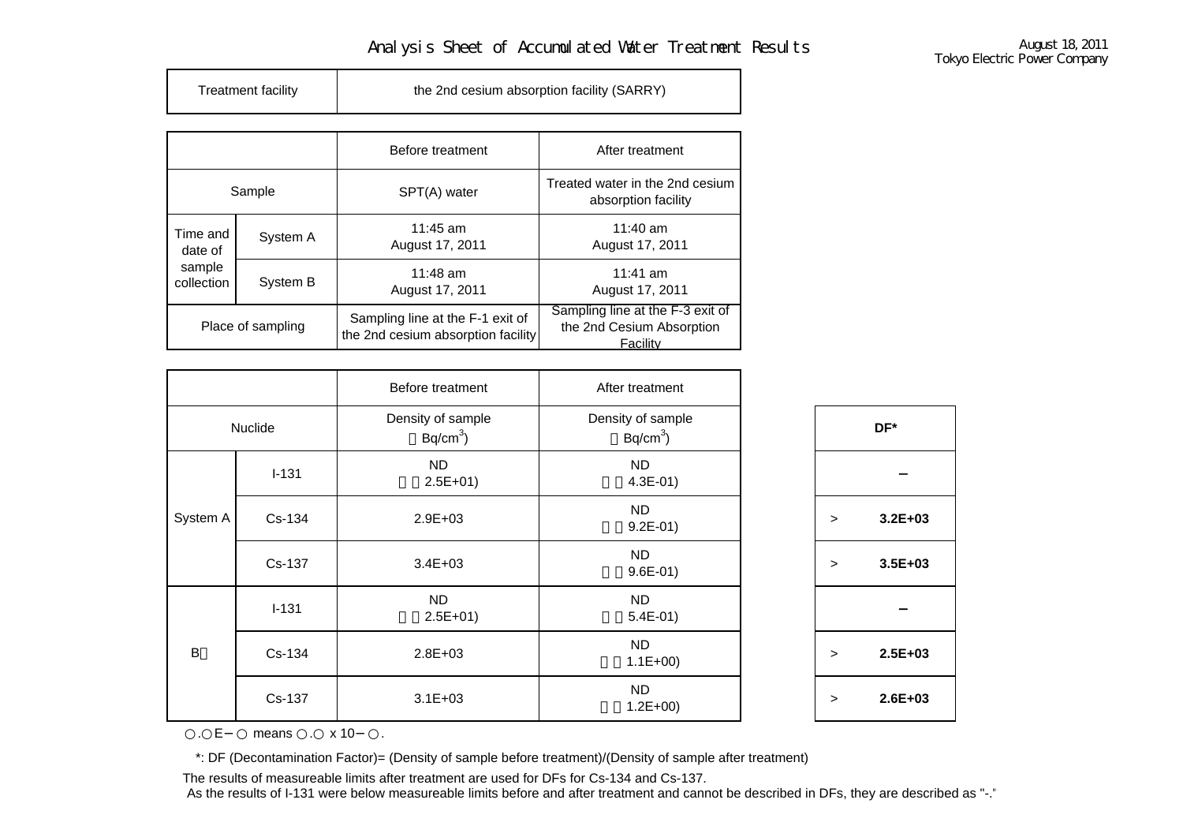# Analysis Sheet of Accumulated Water Treatment Results

August 18, 2011
Tokyo Electric Power Company

| Treatment facility | the 2nd cesium absorption facility (SARRY) |
|---|---|

| | | Before treatment | After treatment |
|---|---|---|---|
| Sample | | SPT(A) water | Treated water in the 2nd cesium absorption facility |
| Time and date of sample collection | System A | 11:45 am August 17, 2011 | 11:40 am August 17, 2011 |
| | System B | 11:48 am August 17, 2011 | 11:41 am August 17, 2011 |
| Place of sampling | | Sampling line at the F-1 exit of the 2nd cesium absorption facility | Sampling line at the F-3 exit of the 2nd Cesium Absorption Facility |

| | | Before treatment | After treatment | |
|---|---|---|---|---|
| Nuclide | | Density of sample (Bq/cm$^3$) | Density of sample (Bq/cm$^3$) | DF* |
| System A | I-131 | ND (<2.5E+01) | ND (<4.3E-01) | – |
| | Cs-134 | 2.9E+03 | ND (<9.2E-01) | > **3.2E+03** |
| | Cs-137 | 3.4E+03 | ND (<9.6E-01) | > **3.5E+03** |
| B | I-131 | ND (<2.5E+01) | ND (<5.4E-01) | – |
| | Cs-134 | 2.8E+03 | ND (<1.1E+00) | > **2.5E+03** |
| | Cs-137 | 3.1E+03 | ND (<1.2E+00) | > **2.6E+03** |

○.○E−○ means ○.○ x 10−○.

*: DF (Decontamination Factor)= (Density of sample before treatment)/(Density of sample after treatment)

The results of measureable limits after treatment are used for DFs for Cs-134 and Cs-137.
As the results of I-131 were below measureable limits before and after treatment and cannot be described in DFs, they are described as "-."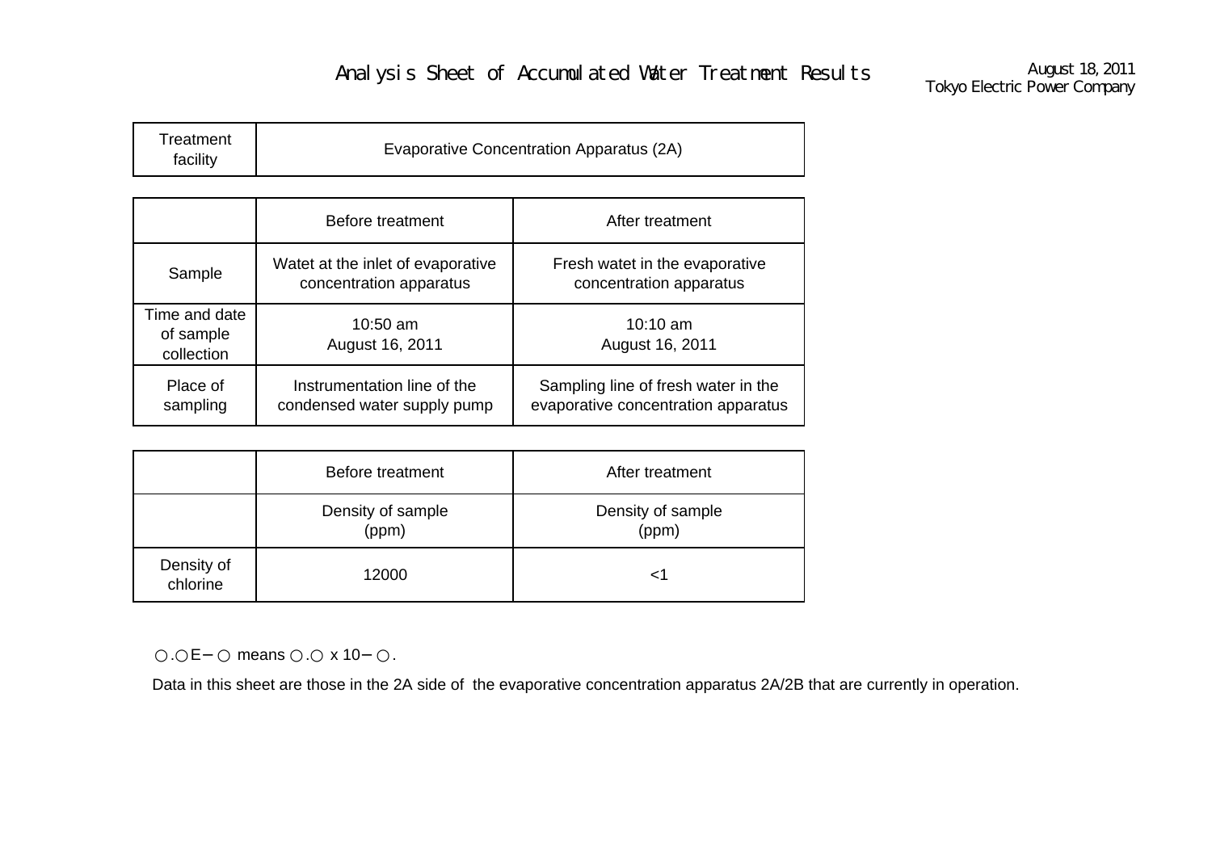# Analysis Sheet of Accumulated Water Treatment Results

August 18, 2011
Tokyo Electric Power Company

| Treatment facility | Evaporative Concentration Apparatus (2A) |
|---|---|

| | Before treatment | After treatment |
|---|---|---|
| Sample | Watet at the inlet of evaporative concentration apparatus | Fresh watet in the evaporative concentration apparatus |
| Time and date of sample collection | 10:50 am<br>August 16, 2011 | 10:10 am<br>August 16, 2011 |
| Place of sampling | Instrumentation line of the condensed water supply pump | Sampling line of fresh water in the evaporative concentration apparatus |

| | Before treatment | After treatment |
|---|---|---|
| | Density of sample (ppm) | Density of sample (ppm) |
| Density of chlorine | 12000 | <1 |

○.○E−○ means ○.○ x 10−○.

Data in this sheet are those in the 2A side of the evaporative concentration apparatus 2A/2B that are currently in operation.